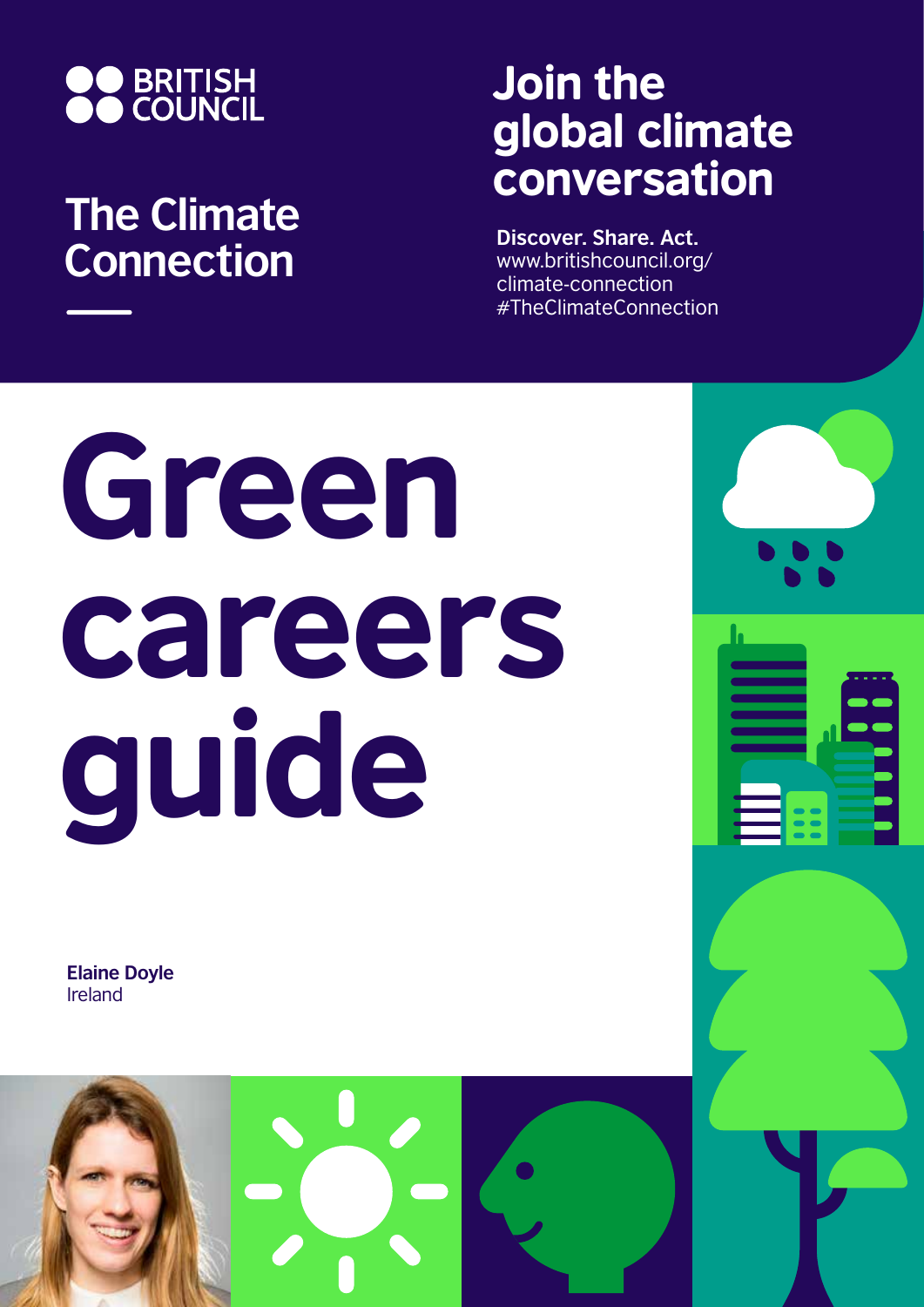BRITISH COUNCIL

## The Climate Connection

## Join the global climate conversation

**Discover. Share. Act.**
www.britishcouncil.org/climate-connection
#TheClimateConnection

# Green careers guide

**Elaine Doyle**
Ireland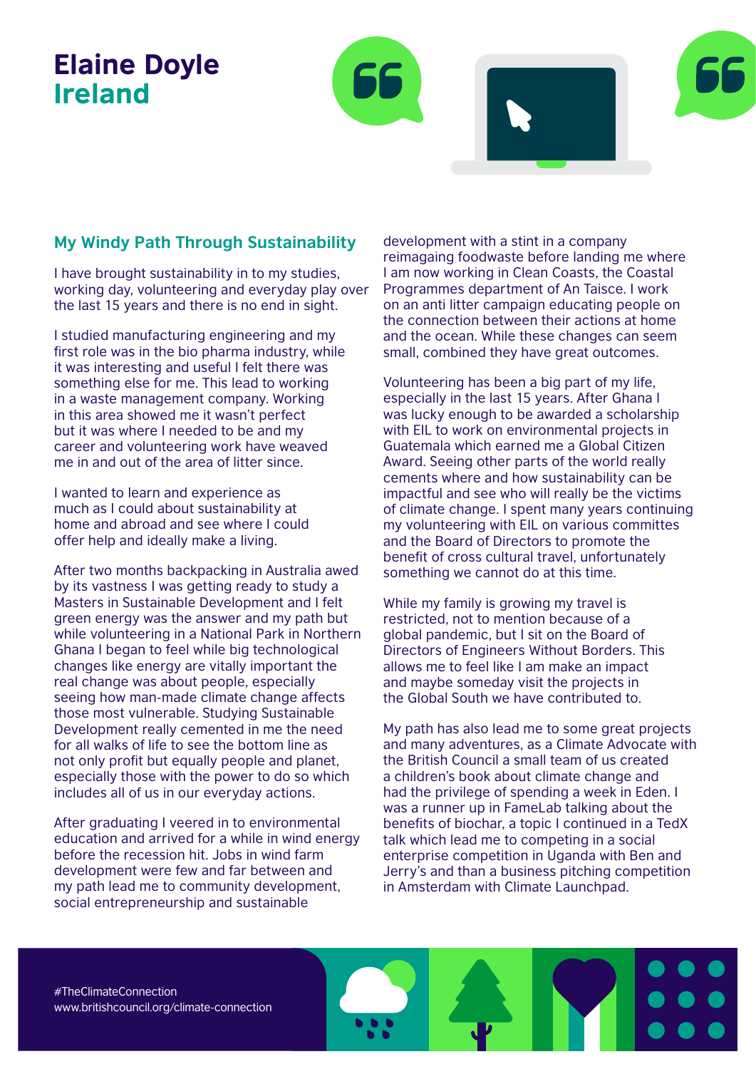# Elaine Doyle
## Ireland

### My Windy Path Through Sustainability

I have brought sustainability in to my studies, working day, volunteering and everyday play over the last 15 years and there is no end in sight.

I studied manufacturing engineering and my first role was in the bio pharma industry, while it was interesting and useful I felt there was something else for me. This lead to working in a waste management company. Working in this area showed me it wasn't perfect but it was where I needed to be and my career and volunteering work have weaved me in and out of the area of litter since.

I wanted to learn and experience as much as I could about sustainability at home and abroad and see where I could offer help and ideally make a living.

After two months backpacking in Australia awed by its vastness I was getting ready to study a Masters in Sustainable Development and I felt green energy was the answer and my path but while volunteering in a National Park in Northern Ghana I began to feel while big technological changes like energy are vitally important the real change was about people, especially seeing how man-made climate change affects those most vulnerable. Studying Sustainable Development really cemented in me the need for all walks of life to see the bottom line as not only profit but equally people and planet, especially those with the power to do so which includes all of us in our everyday actions.

After graduating I veered in to environmental education and arrived for a while in wind energy before the recession hit. Jobs in wind farm development were few and far between and my path lead me to community development, social entrepreneurship and sustainable development with a stint in a company reimagaing foodwaste before landing me where I am now working in Clean Coasts, the Coastal Programmes department of An Taisce. I work on an anti litter campaign educating people on the connection between their actions at home and the ocean. While these changes can seem small, combined they have great outcomes.

Volunteering has been a big part of my life, especially in the last 15 years. After Ghana I was lucky enough to be awarded a scholarship with EIL to work on environmental projects in Guatemala which earned me a Global Citizen Award. Seeing other parts of the world really cements where and how sustainability can be impactful and see who will really be the victims of climate change. I spent many years continuing my volunteering with EIL on various committes and the Board of Directors to promote the benefit of cross cultural travel, unfortunately something we cannot do at this time.

While my family is growing my travel is restricted, not to mention because of a global pandemic, but I sit on the Board of Directors of Engineers Without Borders. This allows me to feel like I am make an impact and maybe someday visit the projects in the Global South we have contributed to.

My path has also lead me to some great projects and many adventures, as a Climate Advocate with the British Council a small team of us created a children's book about climate change and had the privilege of spending a week in Eden. I was a runner up in FameLab talking about the benefits of biochar, a topic I continued in a TedX talk which lead me to competing in a social enterprise competition in Uganda with Ben and Jerry's and than a business pitching competition in Amsterdam with Climate Launchpad.

#TheClimateConnection
www.britishcouncil.org/climate-connection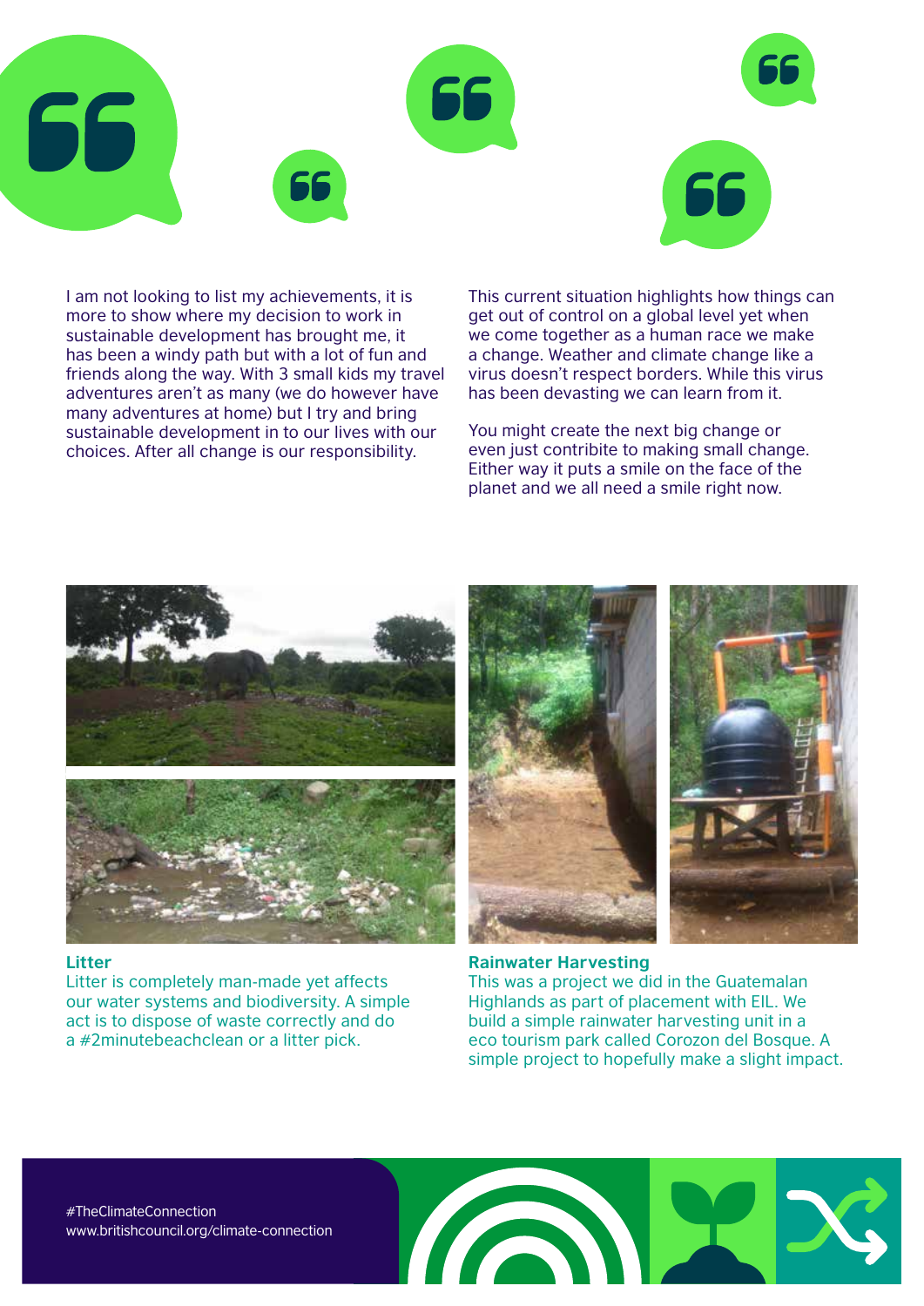I am not looking to list my achievements, it is more to show where my decision to work in sustainable development has brought me, it has been a windy path but with a lot of fun and friends along the way. With 3 small kids my travel adventures aren't as many (we do however have many adventures at home) but I try and bring sustainable development in to our lives with our choices. After all change is our responsibility.

This current situation highlights how things can get out of control on a global level yet when we come together as a human race we make a change. Weather and climate change like a virus doesn't respect borders. While this virus has been devasting we can learn from it.

You might create the next big change or even just contribite to making small change. Either way it puts a smile on the face of the planet and we all need a smile right now.

**Litter**
Litter is completely man-made yet affects our water systems and biodiversity. A simple act is to dispose of waste correctly and do a #2minutebeachclean or a litter pick.

**Rainwater Harvesting**
This was a project we did in the Guatemalan Highlands as part of placement with EIL. We build a simple rainwater harvesting unit in a eco tourism park called Corozon del Bosque. A simple project to hopefully make a slight impact.

#TheClimateConnection
www.britishcouncil.org/climate-connection